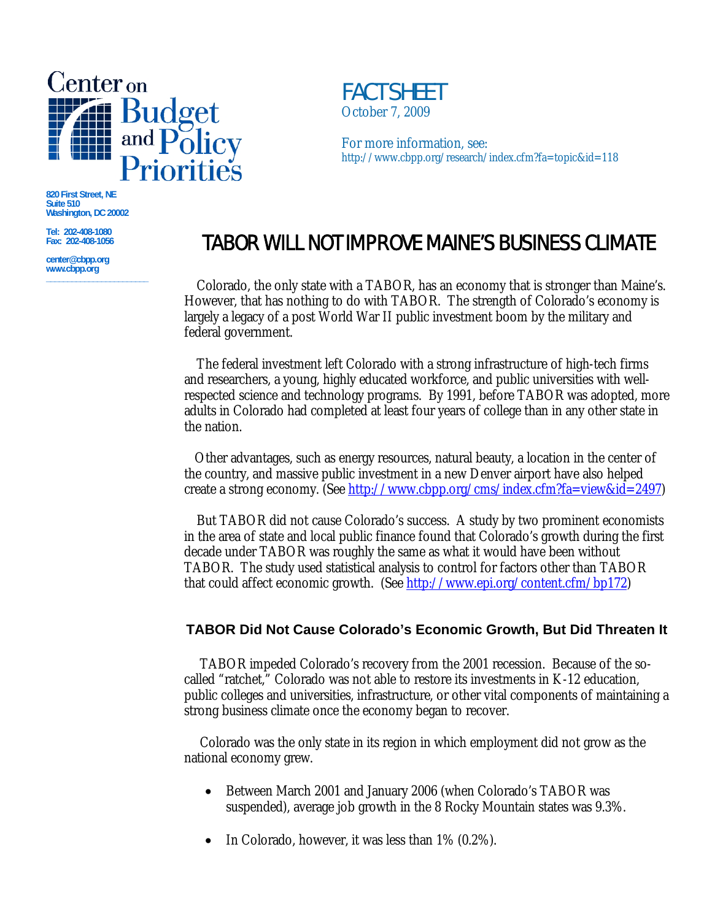Center on Budget and Policy Priorities

820 First Street, NE
Suite 510
Washington, DC 20002

Tel: 202-408-1080
Fax: 202-408-1056

center@cbpp.org
www.cbpp.org

FACT SHEET
October 7, 2009

For more information, see:
http://www.cbpp.org/research/index.cfm?fa=topic&id=118

# TABOR WILL NOT IMPROVE MAINE'S BUSINESS CLIMATE

Colorado, the only state with a TABOR, has an economy that is stronger than Maine's. However, that has nothing to do with TABOR. The strength of Colorado's economy is largely a legacy of a post World War II public investment boom by the military and federal government.

The federal investment left Colorado with a strong infrastructure of high-tech firms and researchers, a young, highly educated workforce, and public universities with well-respected science and technology programs. By 1991, before TABOR was adopted, more adults in Colorado had completed at least four years of college than in any other state in the nation.

Other advantages, such as energy resources, natural beauty, a location in the center of the country, and massive public investment in a new Denver airport have also helped create a strong economy. (See http://www.cbpp.org/cms/index.cfm?fa=view&id=2497)

But TABOR did not cause Colorado's success. A study by two prominent economists in the area of state and local public finance found that Colorado's growth during the first decade under TABOR was roughly the same as what it would have been without TABOR. The study used statistical analysis to control for factors other than TABOR that could affect economic growth. (See http://www.epi.org/content.cfm/bp172)

## TABOR Did Not Cause Colorado's Economic Growth, But Did Threaten It

TABOR impeded Colorado's recovery from the 2001 recession. Because of the so-called "ratchet," Colorado was not able to restore its investments in K-12 education, public colleges and universities, infrastructure, or other vital components of maintaining a strong business climate once the economy began to recover.

Colorado was the only state in its region in which employment did not grow as the national economy grew.

- Between March 2001 and January 2006 (when Colorado's TABOR was suspended), average job growth in the 8 Rocky Mountain states was 9.3%.
- In Colorado, however, it was less than 1% (0.2%).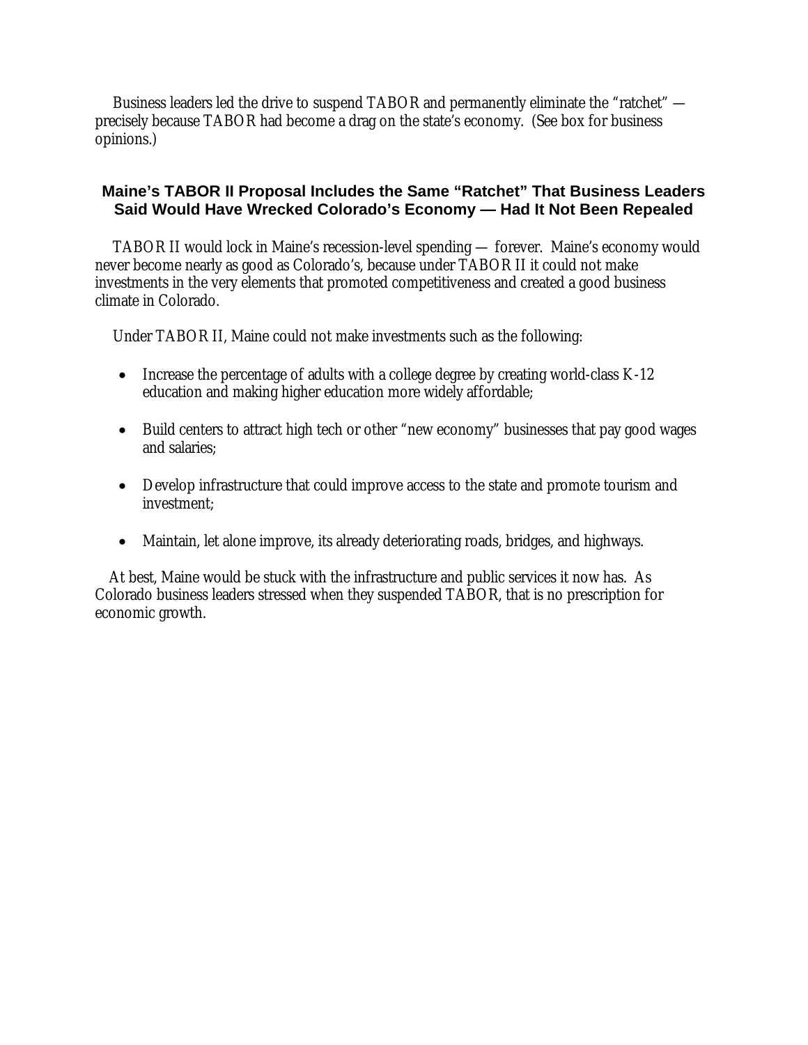Business leaders led the drive to suspend TABOR and permanently eliminate the "ratchet" — precisely because TABOR had become a drag on the state's economy. (See box for business opinions.)

## Maine's TABOR II Proposal Includes the Same "Ratchet" That Business Leaders Said Would Have Wrecked Colorado's Economy — Had It Not Been Repealed

TABOR II would lock in Maine's recession-level spending — forever. Maine's economy would never become nearly as good as Colorado's, because under TABOR II it could not make investments in the very elements that promoted competitiveness and created a good business climate in Colorado.

Under TABOR II, Maine could not make investments such as the following:

- Increase the percentage of adults with a college degree by creating world-class K-12 education and making higher education more widely affordable;
- Build centers to attract high tech or other "new economy" businesses that pay good wages and salaries;
- Develop infrastructure that could improve access to the state and promote tourism and investment;
- Maintain, let alone improve, its already deteriorating roads, bridges, and highways.

At best, Maine would be stuck with the infrastructure and public services it now has. As Colorado business leaders stressed when they suspended TABOR, that is no prescription for economic growth.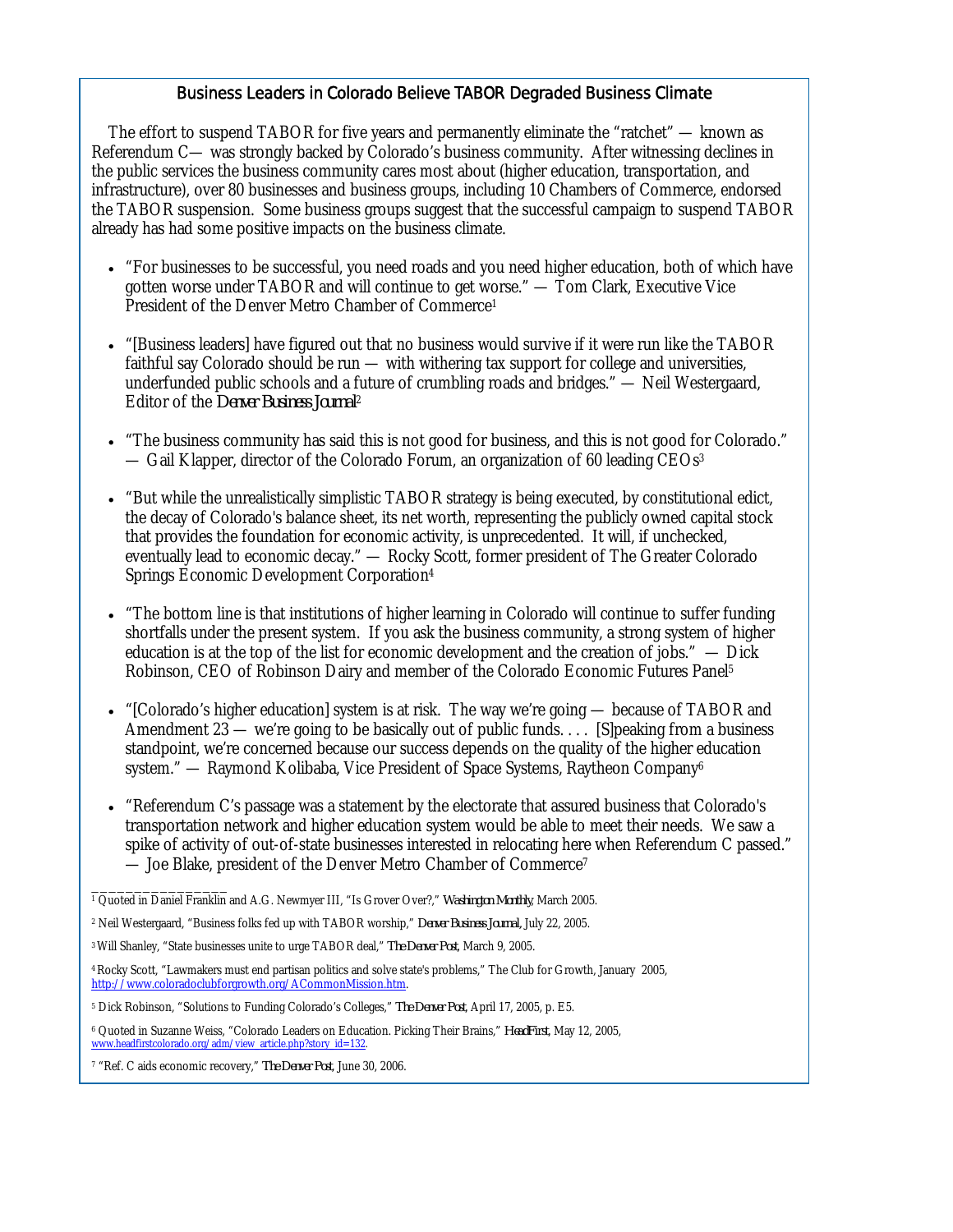## Business Leaders in Colorado Believe TABOR Degraded Business Climate

The effort to suspend TABOR for five years and permanently eliminate the "ratchet" — known as Referendum C— was strongly backed by Colorado's business community. After witnessing declines in the public services the business community cares most about (higher education, transportation, and infrastructure), over 80 businesses and business groups, including 10 Chambers of Commerce, endorsed the TABOR suspension. Some business groups suggest that the successful campaign to suspend TABOR already has had some positive impacts on the business climate.

- "For businesses to be successful, you need roads and you need higher education, both of which have gotten worse under TABOR and will continue to get worse." — Tom Clark, Executive Vice President of the Denver Metro Chamber of Commerce[1]

- "[Business leaders] have figured out that no business would survive if it were run like the TABOR faithful say Colorado should be run — with withering tax support for college and universities, underfunded public schools and a future of crumbling roads and bridges." — Neil Westergaard, Editor of the *Denver Business Journal*[2]

- "The business community has said this is not good for business, and this is not good for Colorado." — Gail Klapper, director of the Colorado Forum, an organization of 60 leading CEOs[3]

- "But while the unrealistically simplistic TABOR strategy is being executed, by constitutional edict, the decay of Colorado's balance sheet, its net worth, representing the publicly owned capital stock that provides the foundation for economic activity, is unprecedented. It will, if unchecked, eventually lead to economic decay." — Rocky Scott, former president of The Greater Colorado Springs Economic Development Corporation[4]

- "The bottom line is that institutions of higher learning in Colorado will continue to suffer funding shortfalls under the present system. If you ask the business community, a strong system of higher education is at the top of the list for economic development and the creation of jobs." — Dick Robinson, CEO of Robinson Dairy and member of the Colorado Economic Futures Panel[5]

- "[Colorado's higher education] system is at risk. The way we're going — because of TABOR and Amendment 23 — we're going to be basically out of public funds. . . . [S]peaking from a business standpoint, we're concerned because our success depends on the quality of the higher education system." — Raymond Kolibaba, Vice President of Space Systems, Raytheon Company[6]

- "Referendum C's passage was a statement by the electorate that assured business that Colorado's transportation network and higher education system would be able to meet their needs. We saw a spike of activity of out-of-state businesses interested in relocating here when Referendum C passed." — Joe Blake, president of the Denver Metro Chamber of Commerce[7]

---

[1] Quoted in Daniel Franklin and A.G. Newmyer III, "Is Grover Over?," *Washington Monthly*, March 2005.

[2] Neil Westergaard, "Business folks fed up with TABOR worship," *Denver Business Journal*, July 22, 2005.

[3] Will Shanley, "State businesses unite to urge TABOR deal," *The Denver Post*, March 9, 2005.

[4] Rocky Scott, "Lawmakers must end partisan politics and solve state's problems," The Club for Growth, January 2005, http://www.coloradoclubforgrowth.org/ACommonMission.htm.

[5] Dick Robinson, "Solutions to Funding Colorado's Colleges," *The Denver Post*, April 17, 2005, p. E5.

[6] Quoted in Suzanne Weiss, "Colorado Leaders on Education. Picking Their Brains," *HeadFirst*, May 12, 2005, www.headfirstcolorado.org/adm/view_article.php?story_id=132.

[7] "Ref. C aids economic recovery," *The Denver Post*, June 30, 2006.